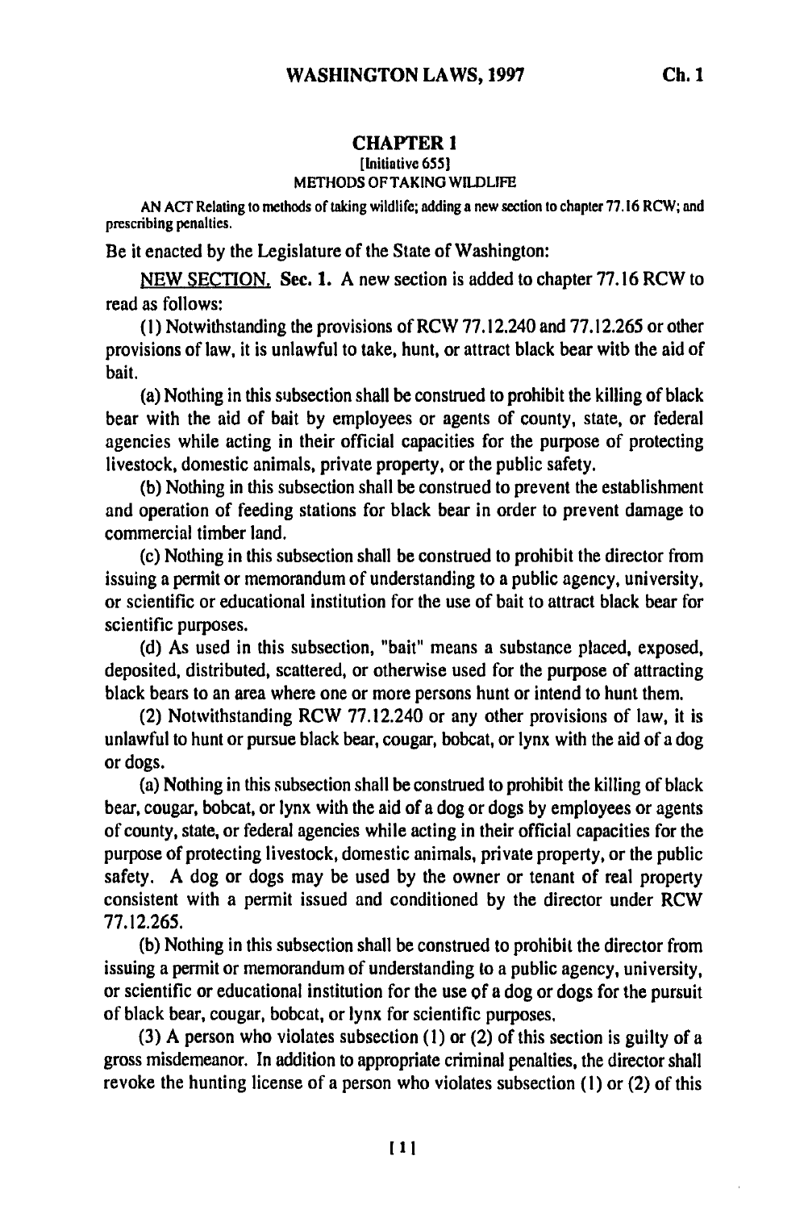## CHAPTER 1

**[Initiative 655]**

**METHODS OF TAKING WILDLIFE**

AN ACT Relating to methods of taking wildlife; adding a new section to chapter 77.16 RCW; and prescribing penalties.

Be it enacted by the Legislature of the State of Washington:

NEW SECTION. **Sec. 1.** A new section is added to chapter 77.16 RCW to read as follows:

(1) Notwithstanding the provisions of RCW 77.12.240 and 77.12.265 or other provisions of law, it is unlawful to take, hunt, or attract black bear witb the aid of bait.

(a) Nothing in this subsection shall be construed to prohibit the killing of black bear with the aid of bait by employees or agents of county, state, or federal agencies while acting in their official capacities for the purpose of protecting livestock, domestic animals, private property, or the public safety.

(b) Nothing in this subsection shall be construed to prevent the establishment and operation of feeding stations for black bear in order to prevent damage to commercial timber land.

(c) Nothing in this subsection shall be construed to prohibit the director from issuing a permit or memorandum of understanding to a public agency, university, or scientific or educational institution for the use of bait to attract black bear for scientific purposes.

(d) As used in this subsection, "bait" means a substance placed, exposed, deposited, distributed, scattered, or otherwise used for the purpose of attracting black bears to an area where one or more persons hunt or intend to hunt them.

(2) Notwithstanding RCW 77.12.240 or any other provisions of law, it is unlawful to hunt or pursue black bear, cougar, bobcat, or lynx with the aid of a dog or dogs.

(a) Nothing in this subsection shall be construed to prohibit the killing of black bear, cougar, bobcat, or lynx with the aid of a dog or dogs by employees or agents of county, state, or federal agencies while acting in their official capacities for the purpose of protecting livestock, domestic animals, private property, or the public safety. A dog or dogs may be used by the owner or tenant of real property consistent with a permit issued and conditioned by the director under RCW 77.12.265.

(b) Nothing in this subsection shall be construed to prohibit the director from issuing a permit or memorandum of understanding to a public agency, university, or scientific or educational institution for the use of a dog or dogs for the pursuit of black bear, cougar, bobcat, or lynx for scientific purposes.

(3) A person who violates subsection (1) or (2) of this section is guilty of a gross misdemeanor. In addition to appropriate criminal penalties, the director shall revoke the hunting license of a person who violates subsection (1) or (2) of this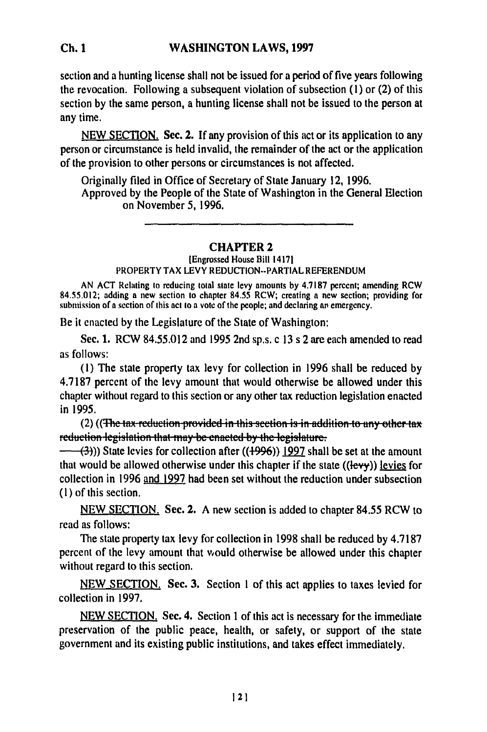section and a hunting license shall not be issued for a period of five years following the revocation. Following a subsequent violation of subsection (1) or (2) of this section by the same person, a hunting license shall not be issued to the person at any time.

NEW SECTION. Sec. 2. If any provision of this act or its application to any person or circumstance is held invalid, the remainder of the act or the application of the provision to other persons or circumstances is not affected.

Originally filed in Office of Secretary of State January 12, 1996.
Approved by the People of the State of Washington in the General Election on November 5, 1996.

---

## CHAPTER 2

[Engrossed House Bill 1417]
PROPERTY TAX LEVY REDUCTION--PARTIAL REFERENDUM

AN ACT Relating to reducing total state levy amounts by 4.7187 percent; amending RCW 84.55.012; adding a new section to chapter 84.55 RCW; creating a new section; providing for submission of a section of this act to a vote of the people; and declaring an emergency.

Be it enacted by the Legislature of the State of Washington:

Sec. 1. RCW 84.55.012 and 1995 2nd sp.s. c 13 s 2 are each amended to read as follows:

(1) The state property tax levy for collection in 1996 shall be reduced by 4.7187 percent of the levy amount that would otherwise be allowed under this chapter without regard to this section or any other tax reduction legislation enacted in 1995.

(2) ((~~The tax reduction provided in this section is in addition to any other tax reduction legislation that may be enacted by the legislature.~~

~~(3)~~)) State levies for collection after ((~~1996~~)) 1997 shall be set at the amount that would be allowed otherwise under this chapter if the state ((~~levy~~)) levies for collection in 1996 and 1997 had been set without the reduction under subsection (1) of this section.

NEW SECTION. Sec. 2. A new section is added to chapter 84.55 RCW to read as follows:

The state property tax levy for collection in 1998 shall be reduced by 4.7187 percent of the levy amount that would otherwise be allowed under this chapter without regard to this section.

NEW SECTION. Sec. 3. Section 1 of this act applies to taxes levied for collection in 1997.

NEW SECTION. Sec. 4. Section 1 of this act is necessary for the immediate preservation of the public peace, health, or safety, or support of the state government and its existing public institutions, and takes effect immediately.